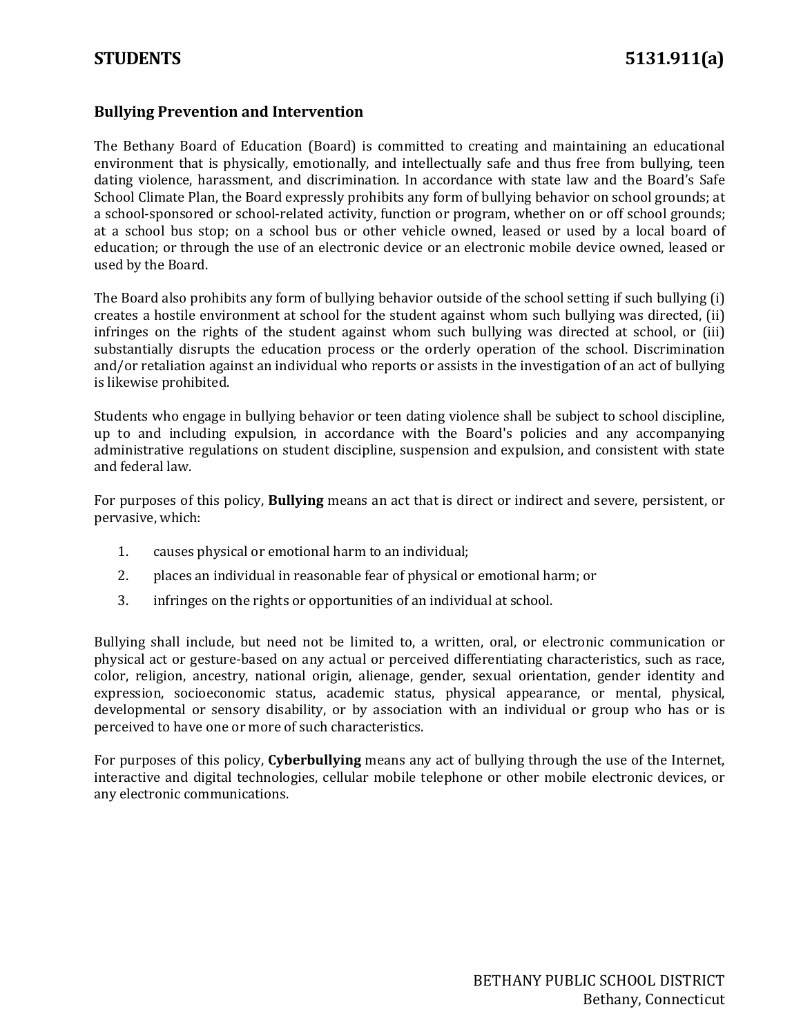# STUDENTS 5131.911(a)

## Bullying Prevention and Intervention

The Bethany Board of Education (Board) is committed to creating and maintaining an educational environment that is physically, emotionally, and intellectually safe and thus free from bullying, teen dating violence, harassment, and discrimination. In accordance with state law and the Board's Safe School Climate Plan, the Board expressly prohibits any form of bullying behavior on school grounds; at a school-sponsored or school-related activity, function or program, whether on or off school grounds; at a school bus stop; on a school bus or other vehicle owned, leased or used by a local board of education; or through the use of an electronic device or an electronic mobile device owned, leased or used by the Board.

The Board also prohibits any form of bullying behavior outside of the school setting if such bullying (i) creates a hostile environment at school for the student against whom such bullying was directed, (ii) infringes on the rights of the student against whom such bullying was directed at school, or (iii) substantially disrupts the education process or the orderly operation of the school. Discrimination and/or retaliation against an individual who reports or assists in the investigation of an act of bullying is likewise prohibited.

Students who engage in bullying behavior or teen dating violence shall be subject to school discipline, up to and including expulsion, in accordance with the Board's policies and any accompanying administrative regulations on student discipline, suspension and expulsion, and consistent with state and federal law.

For purposes of this policy, **Bullying** means an act that is direct or indirect and severe, persistent, or pervasive, which:

1. causes physical or emotional harm to an individual;
2. places an individual in reasonable fear of physical or emotional harm; or
3. infringes on the rights or opportunities of an individual at school.

Bullying shall include, but need not be limited to, a written, oral, or electronic communication or physical act or gesture-based on any actual or perceived differentiating characteristics, such as race, color, religion, ancestry, national origin, alienage, gender, sexual orientation, gender identity and expression, socioeconomic status, academic status, physical appearance, or mental, physical, developmental or sensory disability, or by association with an individual or group who has or is perceived to have one or more of such characteristics.

For purposes of this policy, **Cyberbullying** means any act of bullying through the use of the Internet, interactive and digital technologies, cellular mobile telephone or other mobile electronic devices, or any electronic communications.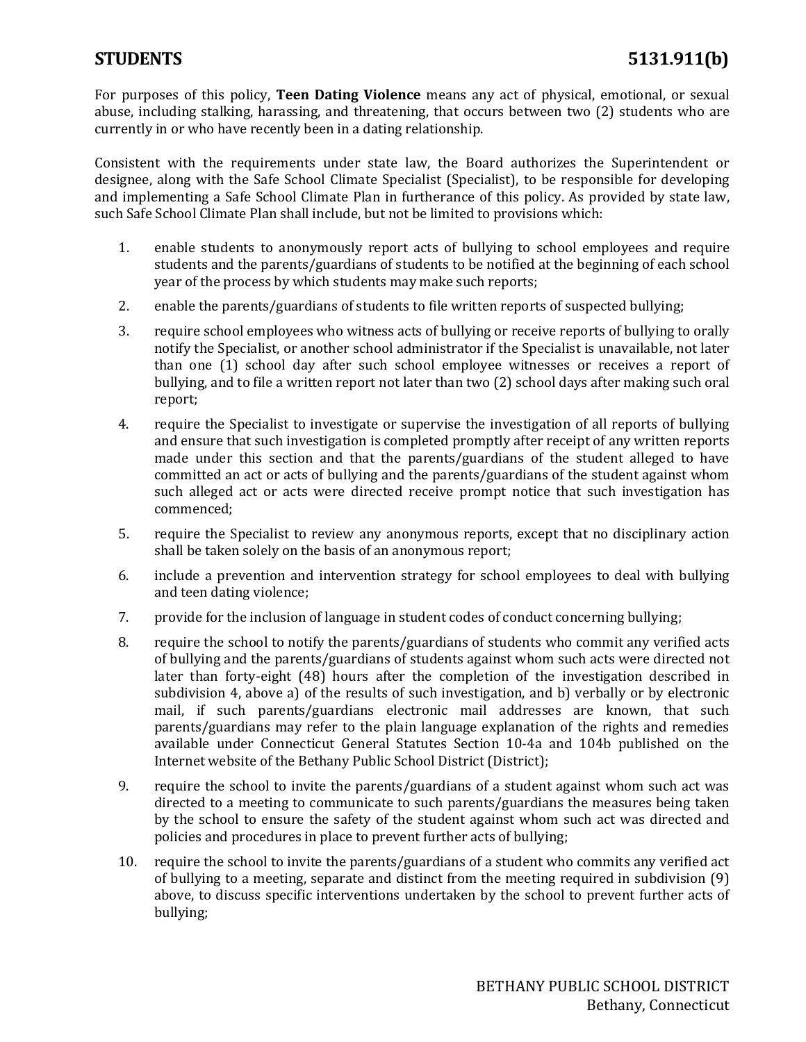For purposes of this policy, **Teen Dating Violence** means any act of physical, emotional, or sexual abuse, including stalking, harassing, and threatening, that occurs between two (2) students who are currently in or who have recently been in a dating relationship.

Consistent with the requirements under state law, the Board authorizes the Superintendent or designee, along with the Safe School Climate Specialist (Specialist), to be responsible for developing and implementing a Safe School Climate Plan in furtherance of this policy. As provided by state law, such Safe School Climate Plan shall include, but not be limited to provisions which:

1. enable students to anonymously report acts of bullying to school employees and require students and the parents/guardians of students to be notified at the beginning of each school year of the process by which students may make such reports;
2. enable the parents/guardians of students to file written reports of suspected bullying;
3. require school employees who witness acts of bullying or receive reports of bullying to orally notify the Specialist, or another school administrator if the Specialist is unavailable, not later than one (1) school day after such school employee witnesses or receives a report of bullying, and to file a written report not later than two (2) school days after making such oral report;
4. require the Specialist to investigate or supervise the investigation of all reports of bullying and ensure that such investigation is completed promptly after receipt of any written reports made under this section and that the parents/guardians of the student alleged to have committed an act or acts of bullying and the parents/guardians of the student against whom such alleged act or acts were directed receive prompt notice that such investigation has commenced;
5. require the Specialist to review any anonymous reports, except that no disciplinary action shall be taken solely on the basis of an anonymous report;
6. include a prevention and intervention strategy for school employees to deal with bullying and teen dating violence;
7. provide for the inclusion of language in student codes of conduct concerning bullying;
8. require the school to notify the parents/guardians of students who commit any verified acts of bullying and the parents/guardians of students against whom such acts were directed not later than forty-eight (48) hours after the completion of the investigation described in subdivision 4, above a) of the results of such investigation, and b) verbally or by electronic mail, if such parents/guardians electronic mail addresses are known, that such parents/guardians may refer to the plain language explanation of the rights and remedies available under Connecticut General Statutes Section 10-4a and 104b published on the Internet website of the Bethany Public School District (District);
9. require the school to invite the parents/guardians of a student against whom such act was directed to a meeting to communicate to such parents/guardians the measures being taken by the school to ensure the safety of the student against whom such act was directed and policies and procedures in place to prevent further acts of bullying;
10. require the school to invite the parents/guardians of a student who commits any verified act of bullying to a meeting, separate and distinct from the meeting required in subdivision (9) above, to discuss specific interventions undertaken by the school to prevent further acts of bullying;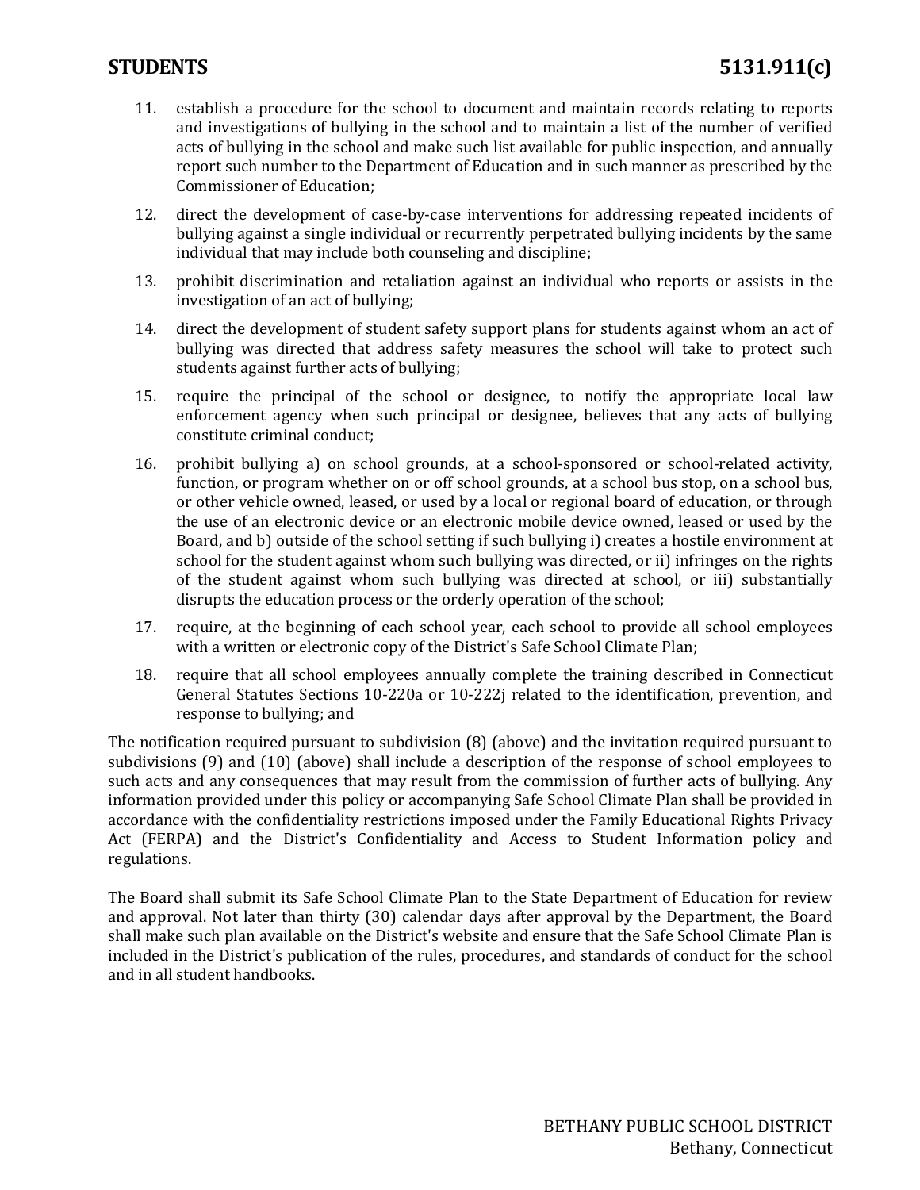11. establish a procedure for the school to document and maintain records relating to reports and investigations of bullying in the school and to maintain a list of the number of verified acts of bullying in the school and make such list available for public inspection, and annually report such number to the Department of Education and in such manner as prescribed by the Commissioner of Education;
12. direct the development of case-by-case interventions for addressing repeated incidents of bullying against a single individual or recurrently perpetrated bullying incidents by the same individual that may include both counseling and discipline;
13. prohibit discrimination and retaliation against an individual who reports or assists in the investigation of an act of bullying;
14. direct the development of student safety support plans for students against whom an act of bullying was directed that address safety measures the school will take to protect such students against further acts of bullying;
15. require the principal of the school or designee, to notify the appropriate local law enforcement agency when such principal or designee, believes that any acts of bullying constitute criminal conduct;
16. prohibit bullying a) on school grounds, at a school-sponsored or school-related activity, function, or program whether on or off school grounds, at a school bus stop, on a school bus, or other vehicle owned, leased, or used by a local or regional board of education, or through the use of an electronic device or an electronic mobile device owned, leased or used by the Board, and b) outside of the school setting if such bullying i) creates a hostile environment at school for the student against whom such bullying was directed, or ii) infringes on the rights of the student against whom such bullying was directed at school, or iii) substantially disrupts the education process or the orderly operation of the school;
17. require, at the beginning of each school year, each school to provide all school employees with a written or electronic copy of the District's Safe School Climate Plan;
18. require that all school employees annually complete the training described in Connecticut General Statutes Sections 10-220a or 10-222j related to the identification, prevention, and response to bullying; and

The notification required pursuant to subdivision (8) (above) and the invitation required pursuant to subdivisions (9) and (10) (above) shall include a description of the response of school employees to such acts and any consequences that may result from the commission of further acts of bullying. Any information provided under this policy or accompanying Safe School Climate Plan shall be provided in accordance with the confidentiality restrictions imposed under the Family Educational Rights Privacy Act (FERPA) and the District's Confidentiality and Access to Student Information policy and regulations.

The Board shall submit its Safe School Climate Plan to the State Department of Education for review and approval. Not later than thirty (30) calendar days after approval by the Department, the Board shall make such plan available on the District's website and ensure that the Safe School Climate Plan is included in the District's publication of the rules, procedures, and standards of conduct for the school and in all student handbooks.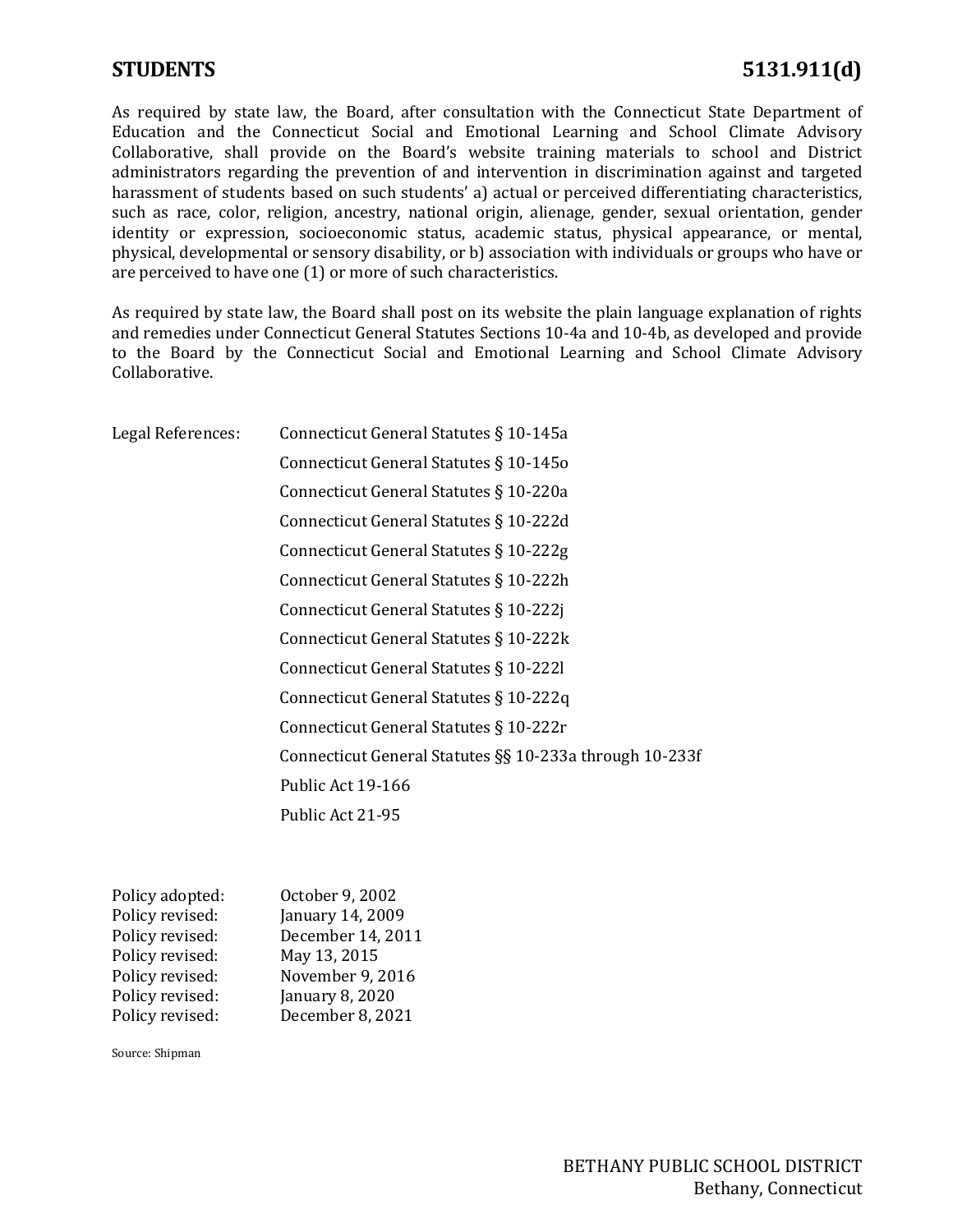As required by state law, the Board, after consultation with the Connecticut State Department of Education and the Connecticut Social and Emotional Learning and School Climate Advisory Collaborative, shall provide on the Board's website training materials to school and District administrators regarding the prevention of and intervention in discrimination against and targeted harassment of students based on such students' a) actual or perceived differentiating characteristics, such as race, color, religion, ancestry, national origin, alienage, gender, sexual orientation, gender identity or expression, socioeconomic status, academic status, physical appearance, or mental, physical, developmental or sensory disability, or b) association with individuals or groups who have or are perceived to have one (1) or more of such characteristics.

As required by state law, the Board shall post on its website the plain language explanation of rights and remedies under Connecticut General Statutes Sections 10-4a and 10-4b, as developed and provide to the Board by the Connecticut Social and Emotional Learning and School Climate Advisory Collaborative.

Legal References:
- Connecticut General Statutes § 10-145a
- Connecticut General Statutes § 10-145o
- Connecticut General Statutes § 10-220a
- Connecticut General Statutes § 10-222d
- Connecticut General Statutes § 10-222g
- Connecticut General Statutes § 10-222h
- Connecticut General Statutes § 10-222j
- Connecticut General Statutes § 10-222k
- Connecticut General Statutes § 10-222l
- Connecticut General Statutes § 10-222q
- Connecticut General Statutes § 10-222r
- Connecticut General Statutes §§ 10-233a through 10-233f
- Public Act 19-166
- Public Act 21-95

| | |
|---|---|
| Policy adopted: | October 9, 2002 |
| Policy revised: | January 14, 2009 |
| Policy revised: | December 14, 2011 |
| Policy revised: | May 13, 2015 |
| Policy revised: | November 9, 2016 |
| Policy revised: | January 8, 2020 |
| Policy revised: | December 8, 2021 |

Source: Shipman